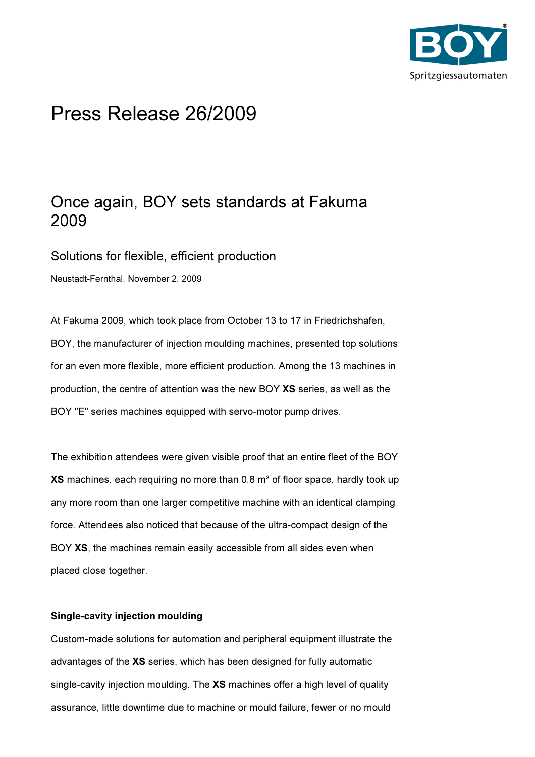# Press Release 26/2009

## Once again, BOY sets standards at Fakuma 2009

### Solutions for flexible, efficient production

Neustadt-Fernthal, November 2, 2009

At Fakuma 2009, which took place from October 13 to 17 in Friedrichshafen, BOY, the manufacturer of injection moulding machines, presented top solutions for an even more flexible, more efficient production. Among the 13 machines in production, the centre of attention was the new BOY **XS** series, as well as the BOY "E" series machines equipped with servo-motor pump drives.

The exhibition attendees were given visible proof that an entire fleet of the BOY **XS** machines, each requiring no more than 0.8 m² of floor space, hardly took up any more room than one larger competitive machine with an identical clamping force. Attendees also noticed that because of the ultra-compact design of the BOY **XS**, the machines remain easily accessible from all sides even when placed close together.

**Single-cavity injection moulding**

Custom-made solutions for automation and peripheral equipment illustrate the advantages of the **XS** series, which has been designed for fully automatic single-cavity injection moulding. The **XS** machines offer a high level of quality assurance, little downtime due to machine or mould failure, fewer or no mould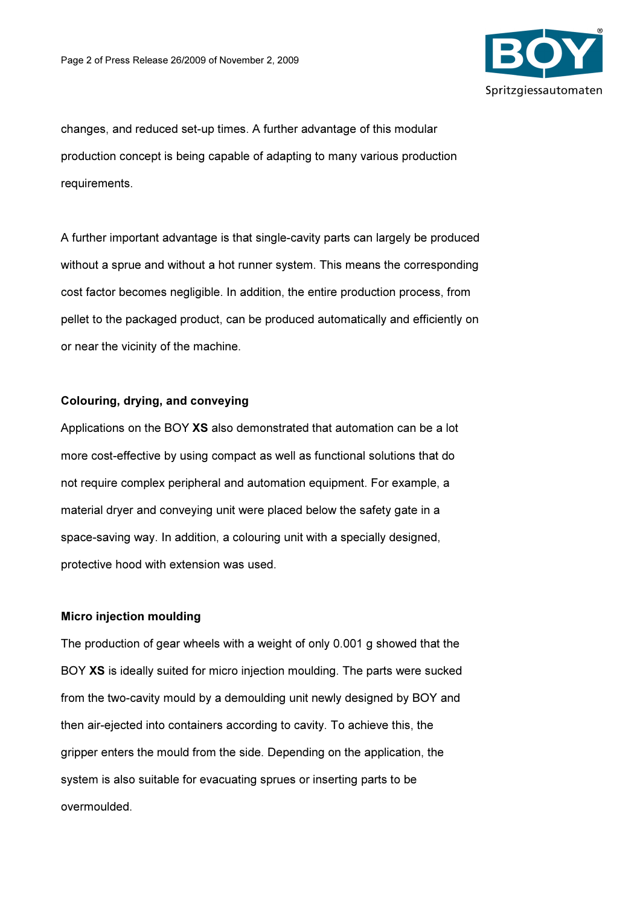changes, and reduced set-up times. A further advantage of this modular production concept is being capable of adapting to many various production requirements.

A further important advantage is that single-cavity parts can largely be produced without a sprue and without a hot runner system. This means the corresponding cost factor becomes negligible. In addition, the entire production process, from pellet to the packaged product, can be produced automatically and efficiently on or near the vicinity of the machine.

**Colouring, drying, and conveying**

Applications on the BOY **XS** also demonstrated that automation can be a lot more cost-effective by using compact as well as functional solutions that do not require complex peripheral and automation equipment. For example, a material dryer and conveying unit were placed below the safety gate in a space-saving way. In addition, a colouring unit with a specially designed, protective hood with extension was used.

**Micro injection moulding**

The production of gear wheels with a weight of only 0.001 g showed that the BOY **XS** is ideally suited for micro injection moulding. The parts were sucked from the two-cavity mould by a demoulding unit newly designed by BOY and then air-ejected into containers according to cavity. To achieve this, the gripper enters the mould from the side. Depending on the application, the system is also suitable for evacuating sprues or inserting parts to be overmoulded.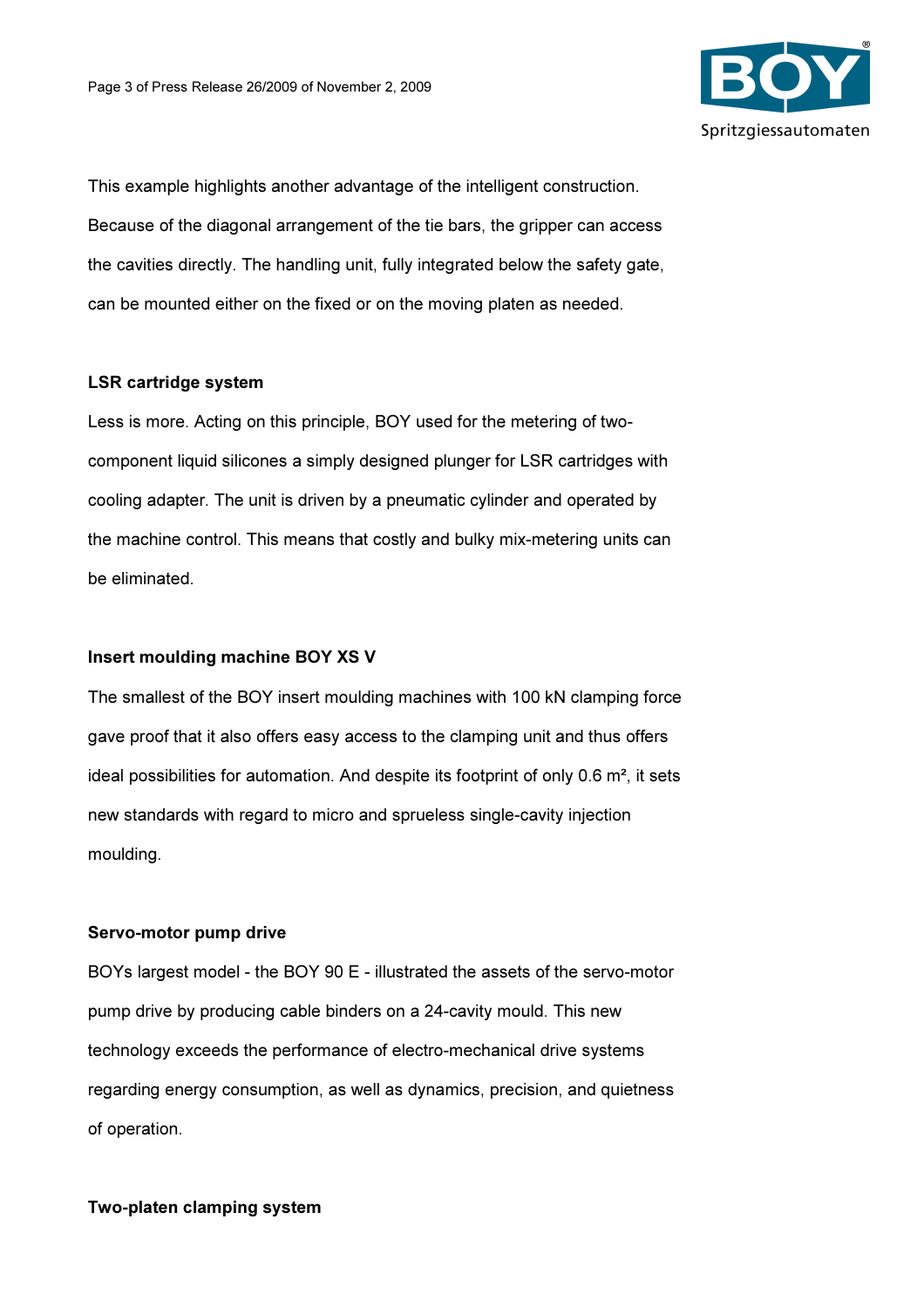This example highlights another advantage of the intelligent construction. Because of the diagonal arrangement of the tie bars, the gripper can access the cavities directly. The handling unit, fully integrated below the safety gate, can be mounted either on the fixed or on the moving platen as needed.

**LSR cartridge system**

Less is more. Acting on this principle, BOY used for the metering of two-component liquid silicones a simply designed plunger for LSR cartridges with cooling adapter. The unit is driven by a pneumatic cylinder and operated by the machine control. This means that costly and bulky mix-metering units can be eliminated.

**Insert moulding machine BOY XS V**

The smallest of the BOY insert moulding machines with 100 kN clamping force gave proof that it also offers easy access to the clamping unit and thus offers ideal possibilities for automation. And despite its footprint of only 0.6 m², it sets new standards with regard to micro and sprueless single-cavity injection moulding.

**Servo-motor pump drive**

BOYs largest model - the BOY 90 E - illustrated the assets of the servo-motor pump drive by producing cable binders on a 24-cavity mould. This new technology exceeds the performance of electro-mechanical drive systems regarding energy consumption, as well as dynamics, precision, and quietness of operation.

**Two-platen clamping system**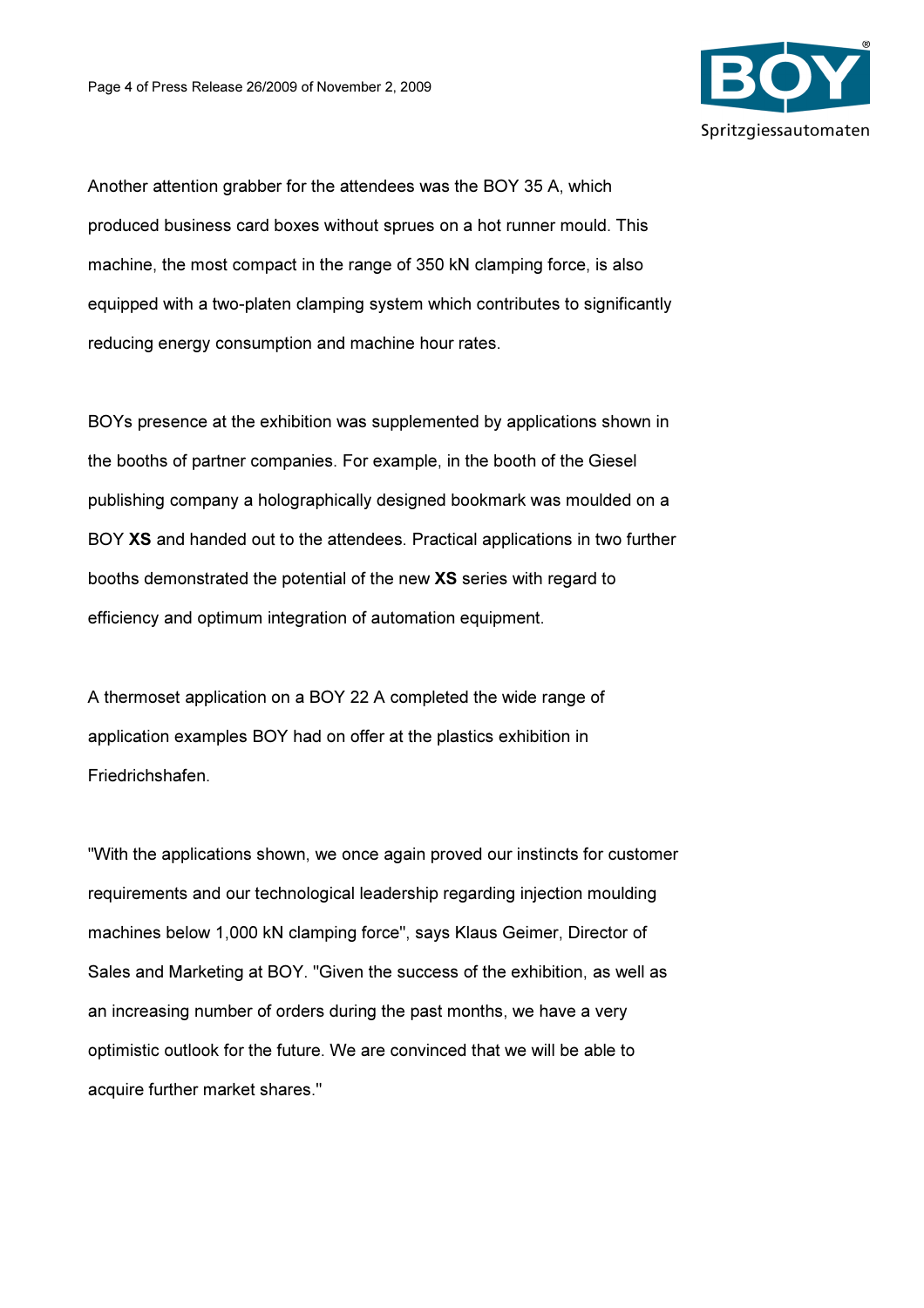Another attention grabber for the attendees was the BOY 35 A, which produced business card boxes without sprues on a hot runner mould. This machine, the most compact in the range of 350 kN clamping force, is also equipped with a two-platen clamping system which contributes to significantly reducing energy consumption and machine hour rates.

BOYs presence at the exhibition was supplemented by applications shown in the booths of partner companies. For example, in the booth of the Giesel publishing company a holographically designed bookmark was moulded on a BOY **XS** and handed out to the attendees. Practical applications in two further booths demonstrated the potential of the new **XS** series with regard to efficiency and optimum integration of automation equipment.

A thermoset application on a BOY 22 A completed the wide range of application examples BOY had on offer at the plastics exhibition in Friedrichshafen.

"With the applications shown, we once again proved our instincts for customer requirements and our technological leadership regarding injection moulding machines below 1,000 kN clamping force", says Klaus Geimer, Director of Sales and Marketing at BOY. "Given the success of the exhibition, as well as an increasing number of orders during the past months, we have a very optimistic outlook for the future. We are convinced that we will be able to acquire further market shares."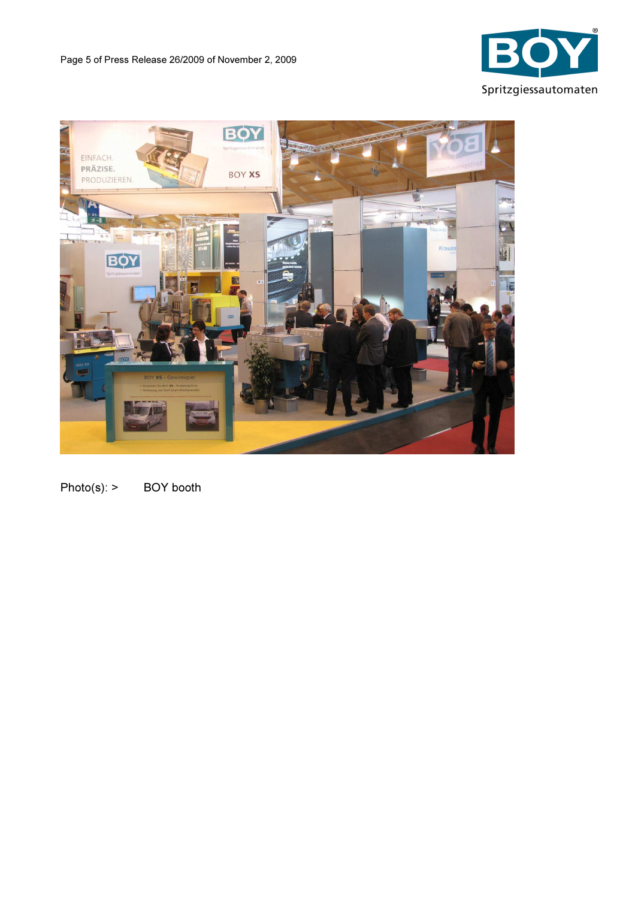Photo(s): > BOY booth